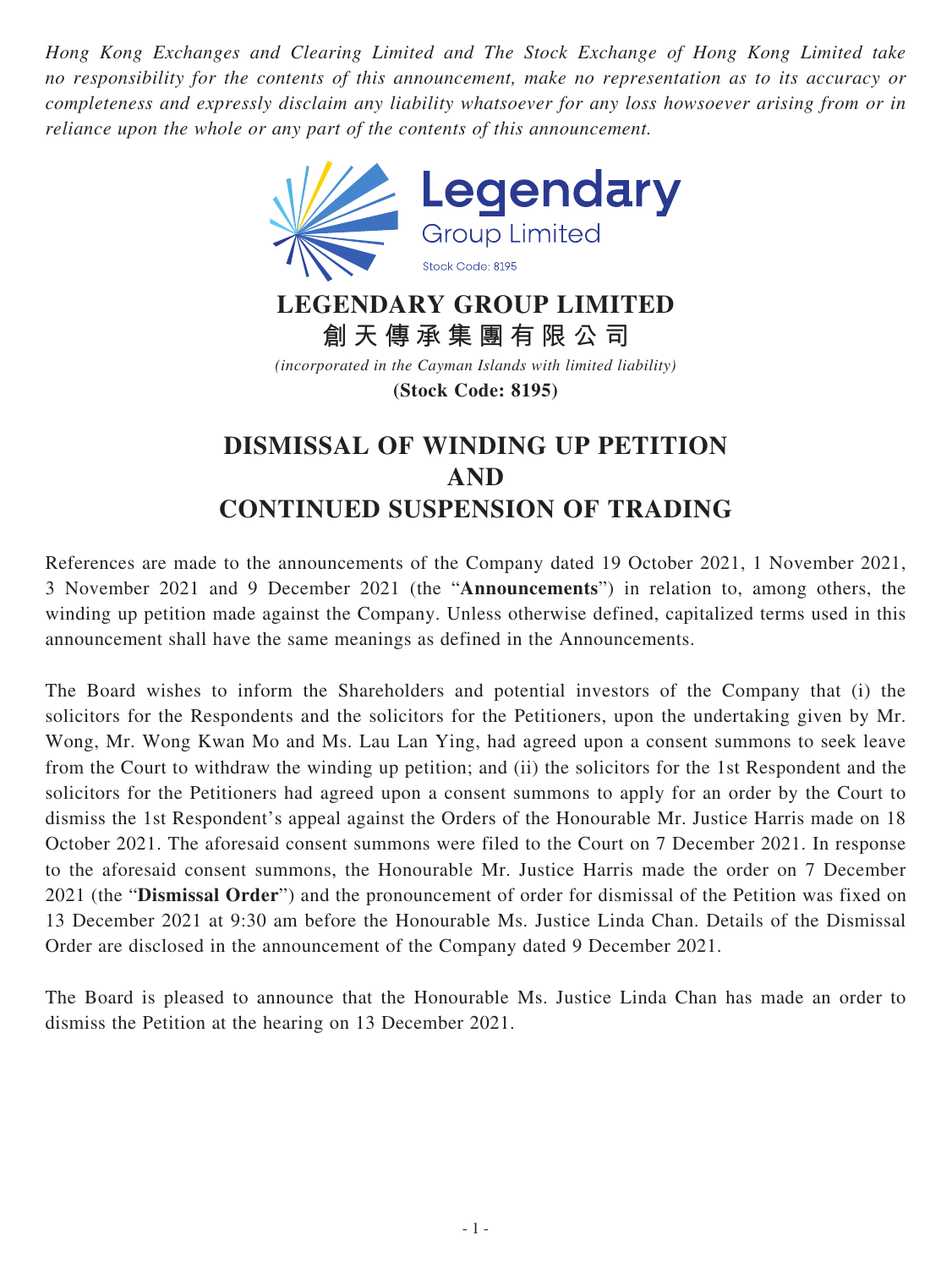*Hong Kong Exchanges and Clearing Limited and The Stock Exchange of Hong Kong Limited take no responsibility for the contents of this announcement, make no representation as to its accuracy or completeness and expressly disclaim any liability whatsoever for any loss howsoever arising from or in reliance upon the whole or any part of the contents of this announcement.*

Legendary Group Limited

Stock Code: 8195

# LEGENDARY GROUP LIMITED
# 創天傳承集團有限公司

*(incorporated in the Cayman Islands with limited liability)*

**(Stock Code: 8195)**

# DISMISSAL OF WINDING UP PETITION AND CONTINUED SUSPENSION OF TRADING

References are made to the announcements of the Company dated 19 October 2021, 1 November 2021, 3 November 2021 and 9 December 2021 (the "**Announcements**") in relation to, among others, the winding up petition made against the Company. Unless otherwise defined, capitalized terms used in this announcement shall have the same meanings as defined in the Announcements.

The Board wishes to inform the Shareholders and potential investors of the Company that (i) the solicitors for the Respondents and the solicitors for the Petitioners, upon the undertaking given by Mr. Wong, Mr. Wong Kwan Mo and Ms. Lau Lan Ying, had agreed upon a consent summons to seek leave from the Court to withdraw the winding up petition; and (ii) the solicitors for the 1st Respondent and the solicitors for the Petitioners had agreed upon a consent summons to apply for an order by the Court to dismiss the 1st Respondent's appeal against the Orders of the Honourable Mr. Justice Harris made on 18 October 2021. The aforesaid consent summons were filed to the Court on 7 December 2021. In response to the aforesaid consent summons, the Honourable Mr. Justice Harris made the order on 7 December 2021 (the "**Dismissal Order**") and the pronouncement of order for dismissal of the Petition was fixed on 13 December 2021 at 9:30 am before the Honourable Ms. Justice Linda Chan. Details of the Dismissal Order are disclosed in the announcement of the Company dated 9 December 2021.

The Board is pleased to announce that the Honourable Ms. Justice Linda Chan has made an order to dismiss the Petition at the hearing on 13 December 2021.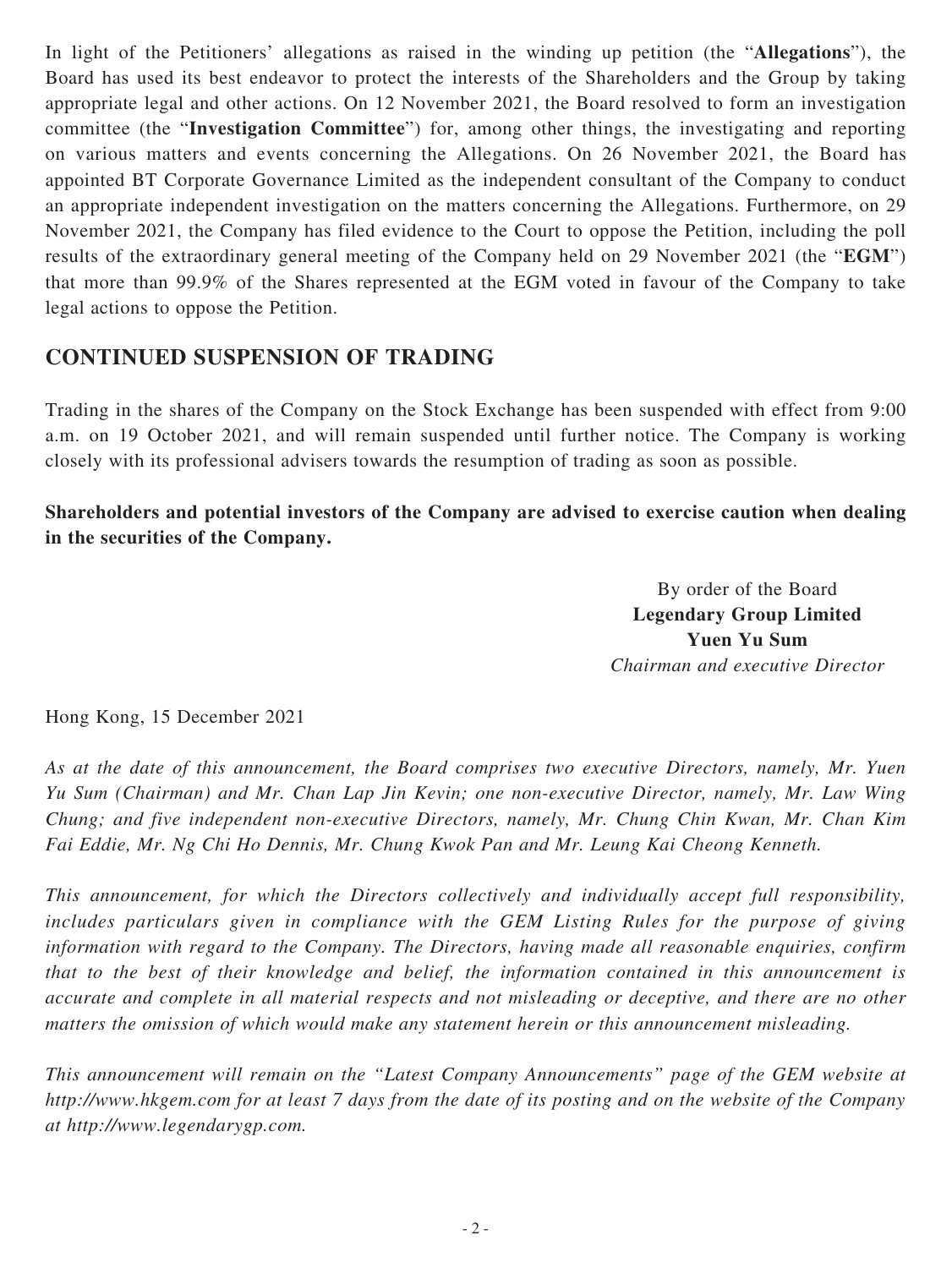In light of the Petitioners' allegations as raised in the winding up petition (the "**Allegations**"), the Board has used its best endeavor to protect the interests of the Shareholders and the Group by taking appropriate legal and other actions. On 12 November 2021, the Board resolved to form an investigation committee (the "**Investigation Committee**") for, among other things, the investigating and reporting on various matters and events concerning the Allegations. On 26 November 2021, the Board has appointed BT Corporate Governance Limited as the independent consultant of the Company to conduct an appropriate independent investigation on the matters concerning the Allegations. Furthermore, on 29 November 2021, the Company has filed evidence to the Court to oppose the Petition, including the poll results of the extraordinary general meeting of the Company held on 29 November 2021 (the "**EGM**") that more than 99.9% of the Shares represented at the EGM voted in favour of the Company to take legal actions to oppose the Petition.

## CONTINUED SUSPENSION OF TRADING

Trading in the shares of the Company on the Stock Exchange has been suspended with effect from 9:00 a.m. on 19 October 2021, and will remain suspended until further notice. The Company is working closely with its professional advisers towards the resumption of trading as soon as possible.

**Shareholders and potential investors of the Company are advised to exercise caution when dealing in the securities of the Company.**

By order of the Board
**Legendary Group Limited**
**Yuen Yu Sum**
*Chairman and executive Director*

Hong Kong, 15 December 2021

*As at the date of this announcement, the Board comprises two executive Directors, namely, Mr. Yuen Yu Sum (Chairman) and Mr. Chan Lap Jin Kevin; one non-executive Director, namely, Mr. Law Wing Chung; and five independent non-executive Directors, namely, Mr. Chung Chin Kwan, Mr. Chan Kim Fai Eddie, Mr. Ng Chi Ho Dennis, Mr. Chung Kwok Pan and Mr. Leung Kai Cheong Kenneth.*

*This announcement, for which the Directors collectively and individually accept full responsibility, includes particulars given in compliance with the GEM Listing Rules for the purpose of giving information with regard to the Company. The Directors, having made all reasonable enquiries, confirm that to the best of their knowledge and belief, the information contained in this announcement is accurate and complete in all material respects and not misleading or deceptive, and there are no other matters the omission of which would make any statement herein or this announcement misleading.*

*This announcement will remain on the "Latest Company Announcements" page of the GEM website at http://www.hkgem.com for at least 7 days from the date of its posting and on the website of the Company at http://www.legendarygp.com.*